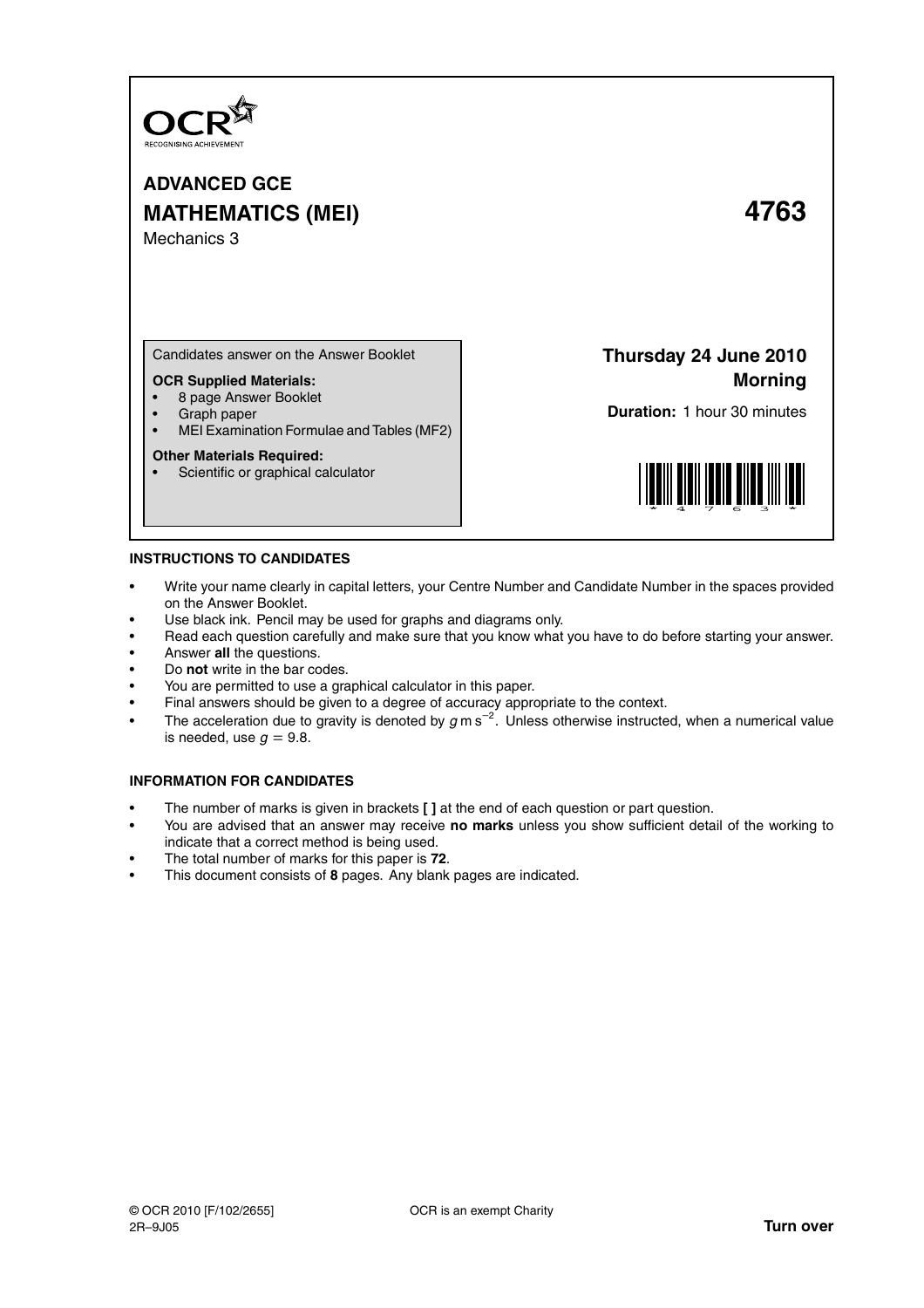OCR
RECOGNISING ACHIEVEMENT

# ADVANCED GCE
# MATHEMATICS (MEI) 4763

Mechanics 3

Candidates answer on the Answer Booklet

**OCR Supplied Materials:**
- 8 page Answer Booklet
- Graph paper
- MEI Examination Formulae and Tables (MF2)

**Other Materials Required:**
- Scientific or graphical calculator

**Thursday 24 June 2010**
**Morning**

**Duration:** 1 hour 30 minutes

**INSTRUCTIONS TO CANDIDATES**

- Write your name clearly in capital letters, your Centre Number and Candidate Number in the spaces provided on the Answer Booklet.
- Use black ink. Pencil may be used for graphs and diagrams only.
- Read each question carefully and make sure that you know what you have to do before starting your answer.
- Answer **all** the questions.
- Do **not** write in the bar codes.
- You are permitted to use a graphical calculator in this paper.
- Final answers should be given to a degree of accuracy appropriate to the context.
- The acceleration due to gravity is denoted by $g\text{ m s}^{-2}$. Unless otherwise instructed, when a numerical value is needed, use $g = 9.8$.

**INFORMATION FOR CANDIDATES**

- The number of marks is given in brackets **[ ]** at the end of each question or part question.
- You are advised that an answer may receive **no marks** unless you show sufficient detail of the working to indicate that a correct method is being used.
- The total number of marks for this paper is **72**.
- This document consists of **8** pages. Any blank pages are indicated.

© OCR 2010 [F/102/2655]
2R–9J05

OCR is an exempt Charity

**Turn over**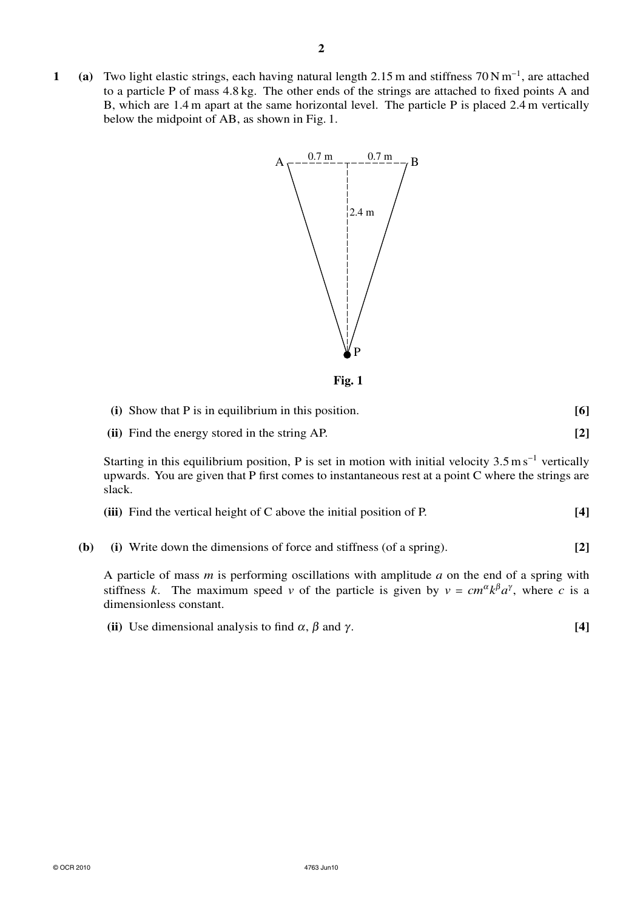**1** **(a)** Two light elastic strings, each having natural length 2.15 m and stiffness $70\,\text{N}\,\text{m}^{-1}$, are attached to a particle P of mass 4.8 kg. The other ends of the strings are attached to fixed points A and B, which are 1.4 m apart at the same horizontal level. The particle P is placed 2.4 m vertically below the midpoint of AB, as shown in Fig. 1.

**Fig. 1**

**(i)** Show that P is in equilibrium in this position. **[6]**

**(ii)** Find the energy stored in the string AP. **[2]**

Starting in this equilibrium position, P is set in motion with initial velocity $3.5\,\text{m}\,\text{s}^{-1}$ vertically upwards. You are given that P first comes to instantaneous rest at a point C where the strings are slack.

**(iii)** Find the vertical height of C above the initial position of P. **[4]**

**(b)** **(i)** Write down the dimensions of force and stiffness (of a spring). **[2]**

A particle of mass $m$ is performing oscillations with amplitude $a$ on the end of a spring with stiffness $k$. The maximum speed $v$ of the particle is given by $v = cm^{\alpha}k^{\beta}a^{\gamma}$, where $c$ is a dimensionless constant.

**(ii)** Use dimensional analysis to find $\alpha$, $\beta$ and $\gamma$. **[4]**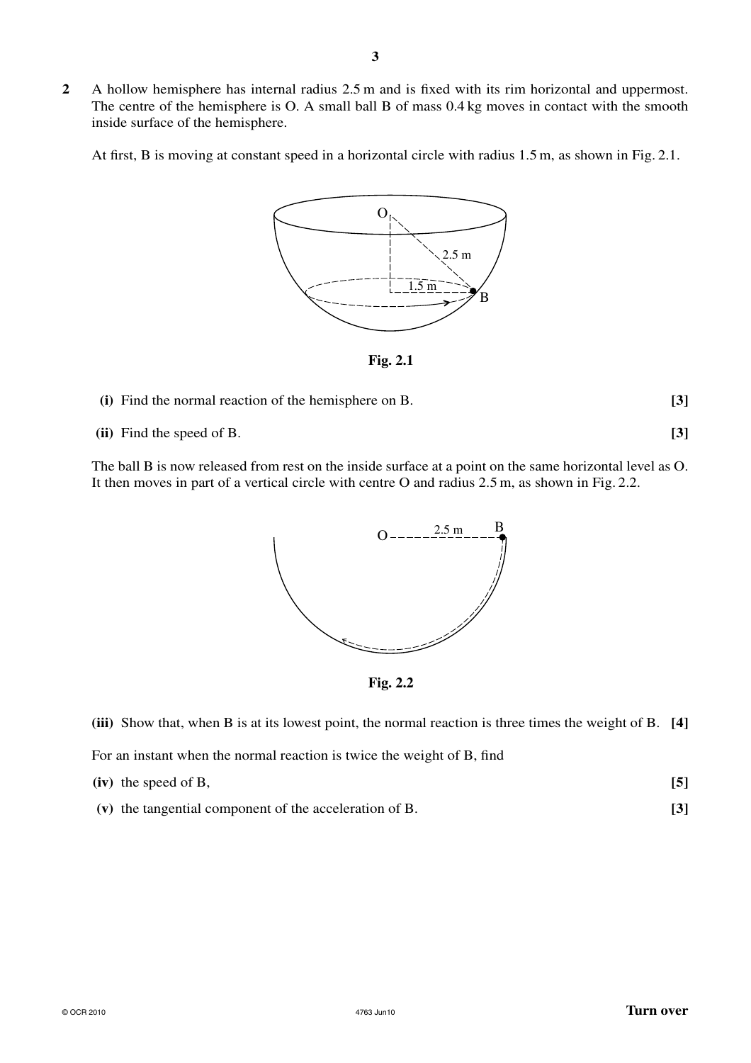**2** A hollow hemisphere has internal radius 2.5 m and is fixed with its rim horizontal and uppermost. The centre of the hemisphere is O. A small ball B of mass 0.4 kg moves in contact with the smooth inside surface of the hemisphere.

At first, B is moving at constant speed in a horizontal circle with radius 1.5 m, as shown in Fig. 2.1.

**Fig. 2.1**

**(i)** Find the normal reaction of the hemisphere on B. **[3]**

**(ii)** Find the speed of B. **[3]**

The ball B is now released from rest on the inside surface at a point on the same horizontal level as O. It then moves in part of a vertical circle with centre O and radius 2.5 m, as shown in Fig. 2.2.

**Fig. 2.2**

**(iii)** Show that, when B is at its lowest point, the normal reaction is three times the weight of B. **[4]**

For an instant when the normal reaction is twice the weight of B, find

**(iv)** the speed of B, **[5]**

**(v)** the tangential component of the acceleration of B. **[3]**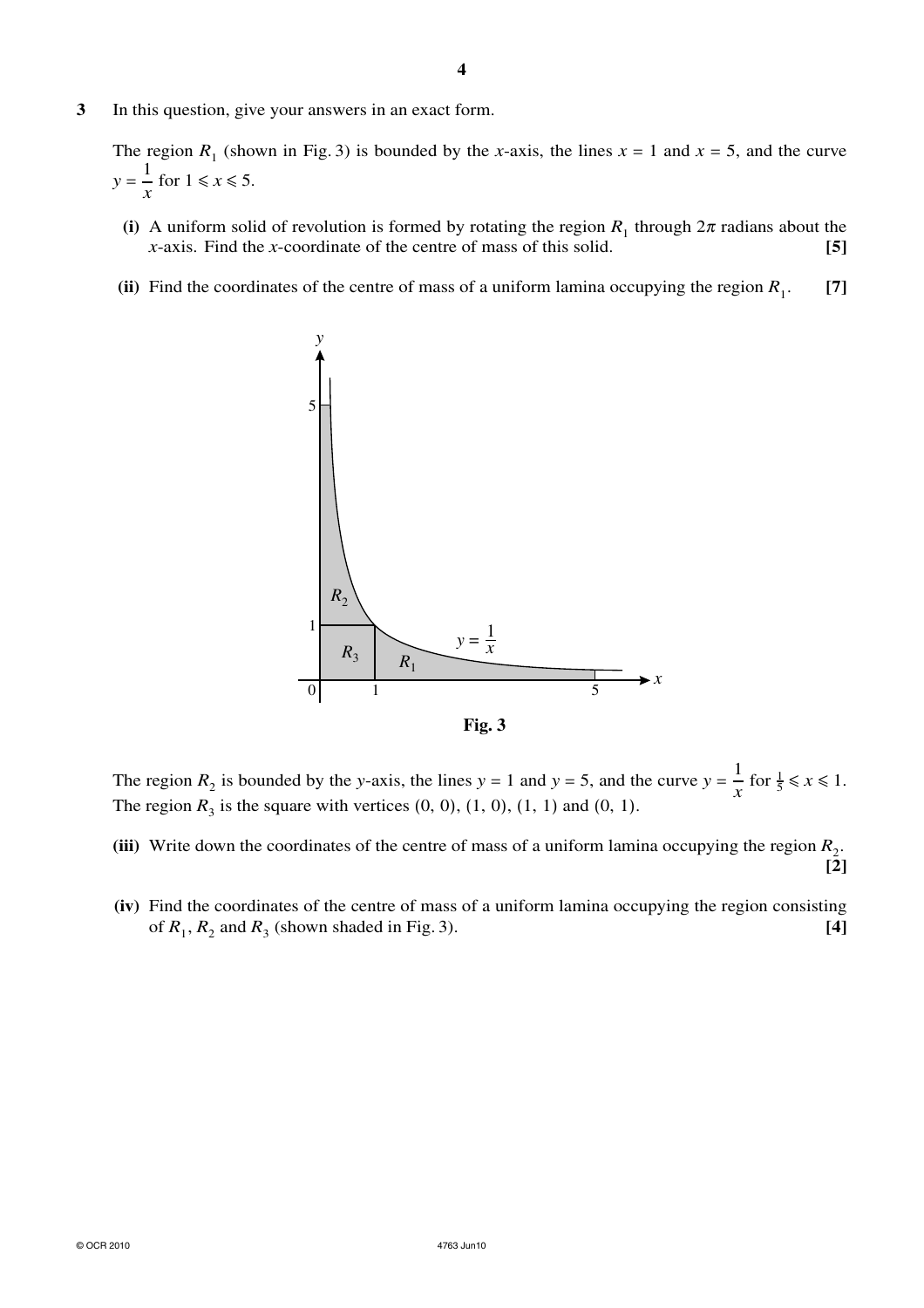**3** In this question, give your answers in an exact form.

The region $R_1$ (shown in Fig. 3) is bounded by the $x$-axis, the lines $x = 1$ and $x = 5$, and the curve $y = \dfrac{1}{x}$ for $1 \leqslant x \leqslant 5$.

**(i)** A uniform solid of revolution is formed by rotating the region $R_1$ through $2\pi$ radians about the $x$-axis. Find the $x$-coordinate of the centre of mass of this solid. **[5]**

**(ii)** Find the coordinates of the centre of mass of a uniform lamina occupying the region $R_1$. **[7]**

**Fig. 3**

The region $R_2$ is bounded by the $y$-axis, the lines $y = 1$ and $y = 5$, and the curve $y = \dfrac{1}{x}$ for $\frac{1}{5} \leqslant x \leqslant 1$. The region $R_3$ is the square with vertices $(0, 0)$, $(1, 0)$, $(1, 1)$ and $(0, 1)$.

**(iii)** Write down the coordinates of the centre of mass of a uniform lamina occupying the region $R_2$. **[2]**

**(iv)** Find the coordinates of the centre of mass of a uniform lamina occupying the region consisting of $R_1$, $R_2$ and $R_3$ (shown shaded in Fig. 3). **[4]**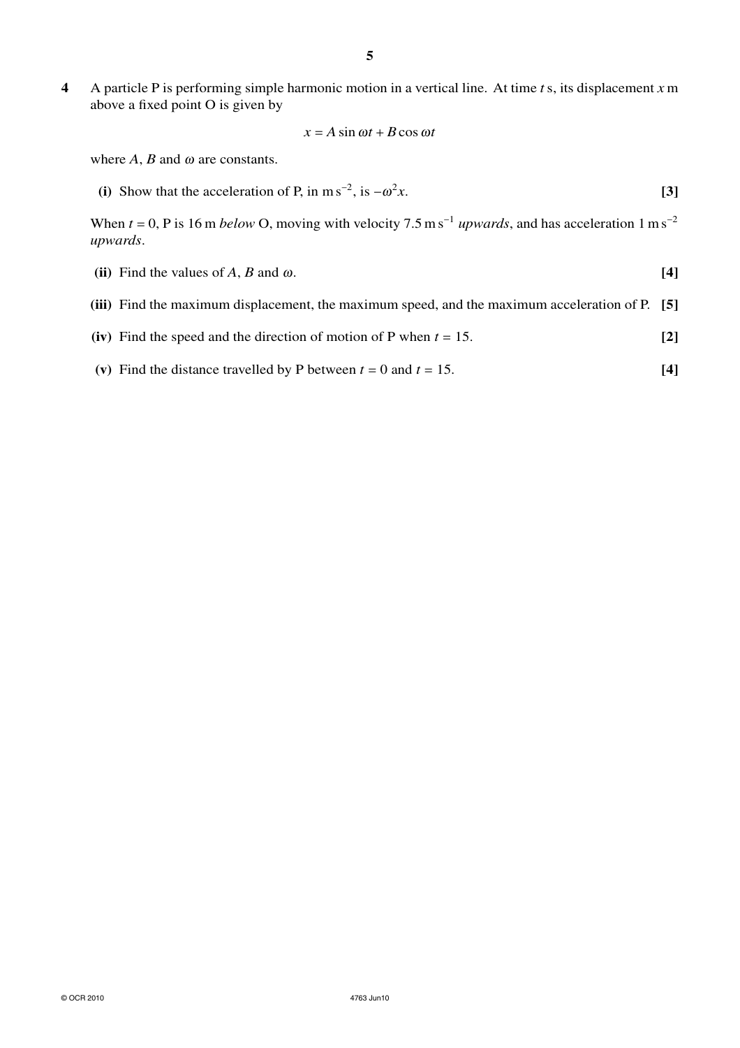**4** A particle P is performing simple harmonic motion in a vertical line. At time $t$ s, its displacement $x$ m above a fixed point O is given by

$$x = A \sin \omega t + B \cos \omega t$$

where $A$, $B$ and $\omega$ are constants.

**(i)** Show that the acceleration of P, in $\text{m s}^{-2}$, is $-\omega^2 x$. **[3]**

When $t = 0$, P is 16 m *below* O, moving with velocity $7.5 \text{ m s}^{-1}$ *upwards*, and has acceleration $1 \text{ m s}^{-2}$ *upwards*.

**(ii)** Find the values of $A$, $B$ and $\omega$. **[4]**

**(iii)** Find the maximum displacement, the maximum speed, and the maximum acceleration of P. **[5]**

**(iv)** Find the speed and the direction of motion of P when $t = 15$. **[2]**

**(v)** Find the distance travelled by P between $t = 0$ and $t = 15$. **[4]**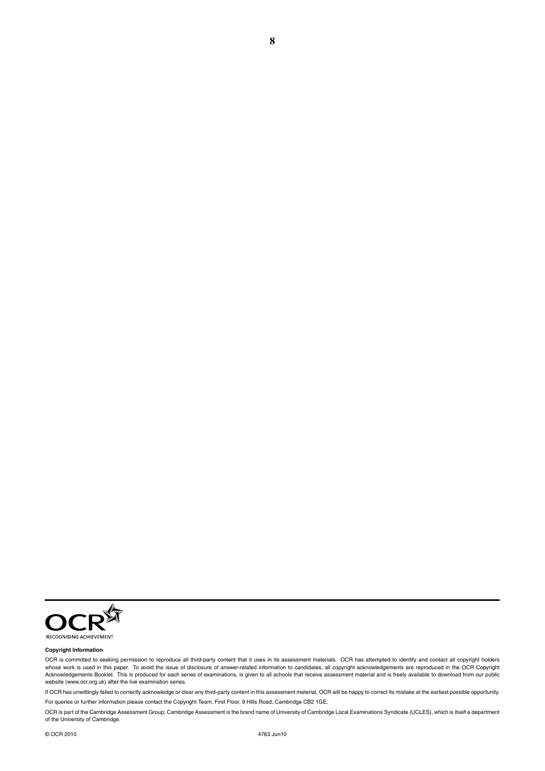OCR
RECOGNISING ACHIEVEMENT

**Copyright Information**

OCR is committed to seeking permission to reproduce all third-party content that it uses in its assessment materials. OCR has attempted to identify and contact all copyright holders whose work is used in this paper. To avoid the issue of disclosure of answer-related information to candidates, all copyright acknowledgements are reproduced in the OCR Copyright Acknowledgements Booklet. This is produced for each series of examinations, is given to all schools that receive assessment material and is freely available to download from our public website (www.ocr.org.uk) after the live examination series.

If OCR has unwittingly failed to correctly acknowledge or clear any third-party content in this assessment material, OCR will be happy to correct its mistake at the earliest possible opportunity.

For queries or further information please contact the Copyright Team, First Floor, 9 Hills Road, Cambridge CB2 1GE.

OCR is part of the Cambridge Assessment Group; Cambridge Assessment is the brand name of University of Cambridge Local Examinations Syndicate (UCLES), which is itself a department of the University of Cambridge.

© OCR 2010 4763 Jun10